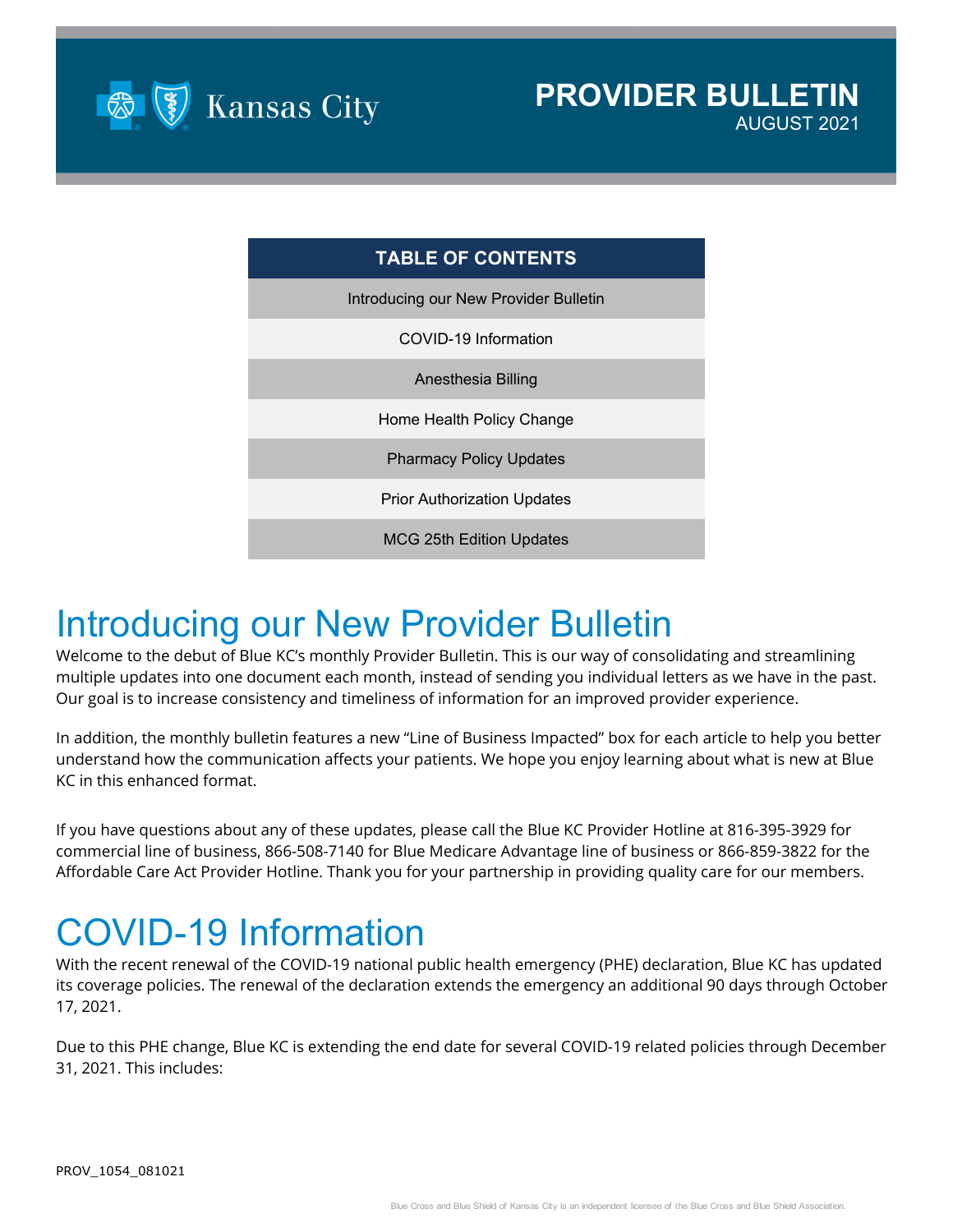# PROVIDER BULLETIN

AUGUST 2021

| TABLE OF CONTENTS |
| --- |
| Introducing our New Provider Bulletin |
| COVID-19 Information |
| Anesthesia Billing |
| Home Health Policy Change |
| Pharmacy Policy Updates |
| Prior Authorization Updates |
| MCG 25th Edition Updates |

# Introducing our New Provider Bulletin

Welcome to the debut of Blue KC's monthly Provider Bulletin. This is our way of consolidating and streamlining multiple updates into one document each month, instead of sending you individual letters as we have in the past. Our goal is to increase consistency and timeliness of information for an improved provider experience.

In addition, the monthly bulletin features a new "Line of Business Impacted" box for each article to help you better understand how the communication affects your patients. We hope you enjoy learning about what is new at Blue KC in this enhanced format.

If you have questions about any of these updates, please call the Blue KC Provider Hotline at 816-395-3929 for commercial line of business, 866-508-7140 for Blue Medicare Advantage line of business or 866-859-3822 for the Affordable Care Act Provider Hotline. Thank you for your partnership in providing quality care for our members.

# COVID-19 Information

With the recent renewal of the COVID-19 national public health emergency (PHE) declaration, Blue KC has updated its coverage policies. The renewal of the declaration extends the emergency an additional 90 days through October 17, 2021.

Due to this PHE change, Blue KC is extending the end date for several COVID-19 related policies through December 31, 2021. This includes:

PROV_1054_081021

Blue Cross and Blue Shield of Kansas City is an independent licensee of the Blue Cross and Blue Shield Association.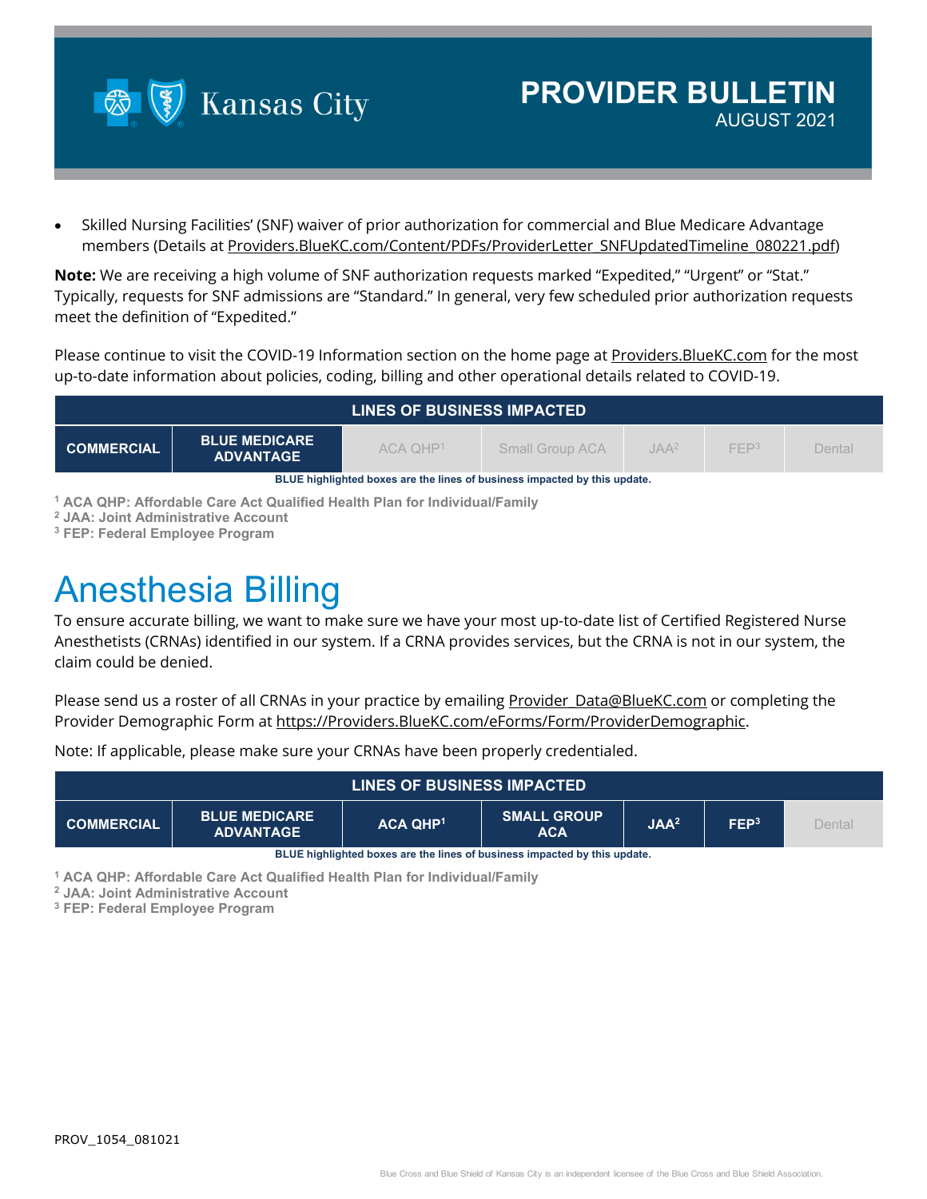- Skilled Nursing Facilities' (SNF) waiver of prior authorization for commercial and Blue Medicare Advantage members (Details at Providers.BlueKC.com/Content/PDFs/ProviderLetter_SNFUpdatedTimeline_080221.pdf)

**Note:** We are receiving a high volume of SNF authorization requests marked "Expedited," "Urgent" or "Stat." Typically, requests for SNF admissions are "Standard." In general, very few scheduled prior authorization requests meet the definition of "Expedited."

Please continue to visit the COVID-19 Information section on the home page at Providers.BlueKC.com for the most up-to-date information about policies, coding, billing and other operational details related to COVID-19.

| LINES OF BUSINESS IMPACTED | | | | | | |
|---|---|---|---|---|---|---|
| **COMMERCIAL** | **BLUE MEDICARE ADVANTAGE** | ACA QHP[1] | Small Group ACA | JAA[2] | FEP[3] | Dental |

**BLUE highlighted boxes are the lines of business impacted by this update.**

[1] ACA QHP: Affordable Care Act Qualified Health Plan for Individual/Family
[2] JAA: Joint Administrative Account
[3] FEP: Federal Employee Program

# Anesthesia Billing

To ensure accurate billing, we want to make sure we have your most up-to-date list of Certified Registered Nurse Anesthetists (CRNAs) identified in our system. If a CRNA provides services, but the CRNA is not in our system, the claim could be denied.

Please send us a roster of all CRNAs in your practice by emailing Provider_Data@BlueKC.com or completing the Provider Demographic Form at https://Providers.BlueKC.com/eForms/Form/ProviderDemographic.

Note: If applicable, please make sure your CRNAs have been properly credentialed.

| LINES OF BUSINESS IMPACTED | | | | | | |
|---|---|---|---|---|---|---|
| **COMMERCIAL** | **BLUE MEDICARE ADVANTAGE** | **ACA QHP[1]** | **SMALL GROUP ACA** | **JAA[2]** | **FEP[3]** | Dental |

**BLUE highlighted boxes are the lines of business impacted by this update.**

[1] ACA QHP: Affordable Care Act Qualified Health Plan for Individual/Family
[2] JAA: Joint Administrative Account
[3] FEP: Federal Employee Program

PROV_1054_081021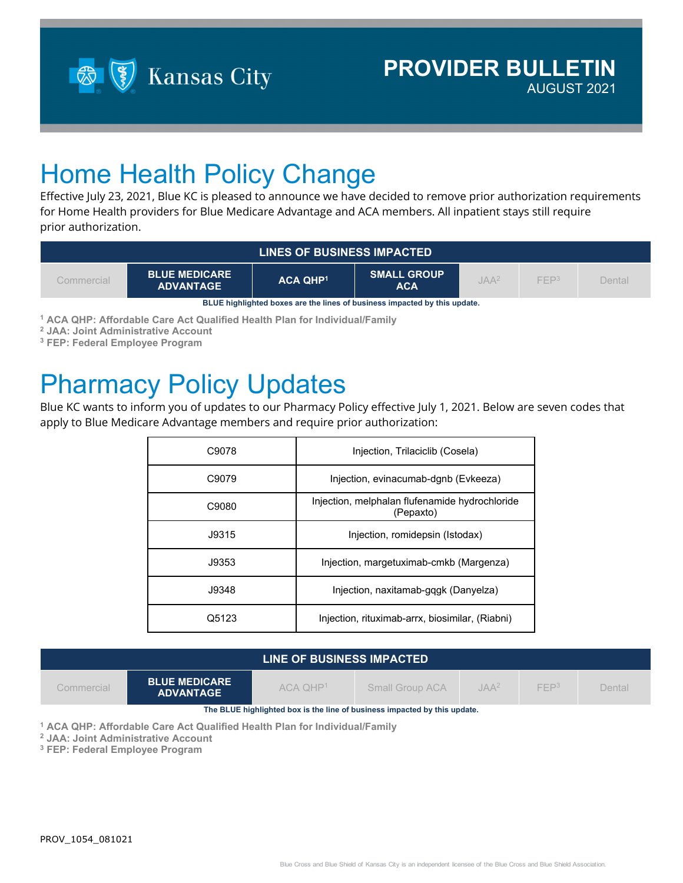# PROVIDER BULLETIN
AUGUST 2021

# Home Health Policy Change

Effective July 23, 2021, Blue KC is pleased to announce we have decided to remove prior authorization requirements for Home Health providers for Blue Medicare Advantage and ACA members. All inpatient stays still require prior authorization.

| LINES OF BUSINESS IMPACTED | | | | | | |
|---|---|---|---|---|---|---|
| Commercial | **BLUE MEDICARE ADVANTAGE** | **ACA QHP[1]** | **SMALL GROUP ACA** | JAA[2] | FEP[3] | Dental |

**BLUE highlighted boxes are the lines of business impacted by this update.**

[1] **ACA QHP: Affordable Care Act Qualified Health Plan for Individual/Family**
[2] **JAA: Joint Administrative Account**
[3] **FEP: Federal Employee Program**

# Pharmacy Policy Updates

Blue KC wants to inform you of updates to our Pharmacy Policy effective July 1, 2021. Below are seven codes that apply to Blue Medicare Advantage members and require prior authorization:

| Code | Description |
|---|---|
| C9078 | Injection, Trilaciclib (Cosela) |
| C9079 | Injection, evinacumab-dgnb (Evkeeza) |
| C9080 | Injection, melphalan flufenamide hydrochloride (Pepaxto) |
| J9315 | Injection, romidepsin (Istodax) |
| J9353 | Injection, margetuximab-cmkb (Margenza) |
| J9348 | Injection, naxitamab-gqgk (Danyelza) |
| Q5123 | Injection, rituximab-arrx, biosimilar, (Riabni) |

| LINE OF BUSINESS IMPACTED | | | | | | |
|---|---|---|---|---|---|---|
| Commercial | **BLUE MEDICARE ADVANTAGE** | ACA QHP[1] | Small Group ACA | JAA[2] | FEP[3] | Dental |

**The BLUE highlighted box is the line of business impacted by this update.**

[1] **ACA QHP: Affordable Care Act Qualified Health Plan for Individual/Family**
[2] **JAA: Joint Administrative Account**
[3] **FEP: Federal Employee Program**

PROV_1054_081021

Blue Cross and Blue Shield of Kansas City is an independent licensee of the Blue Cross and Blue Shield Association.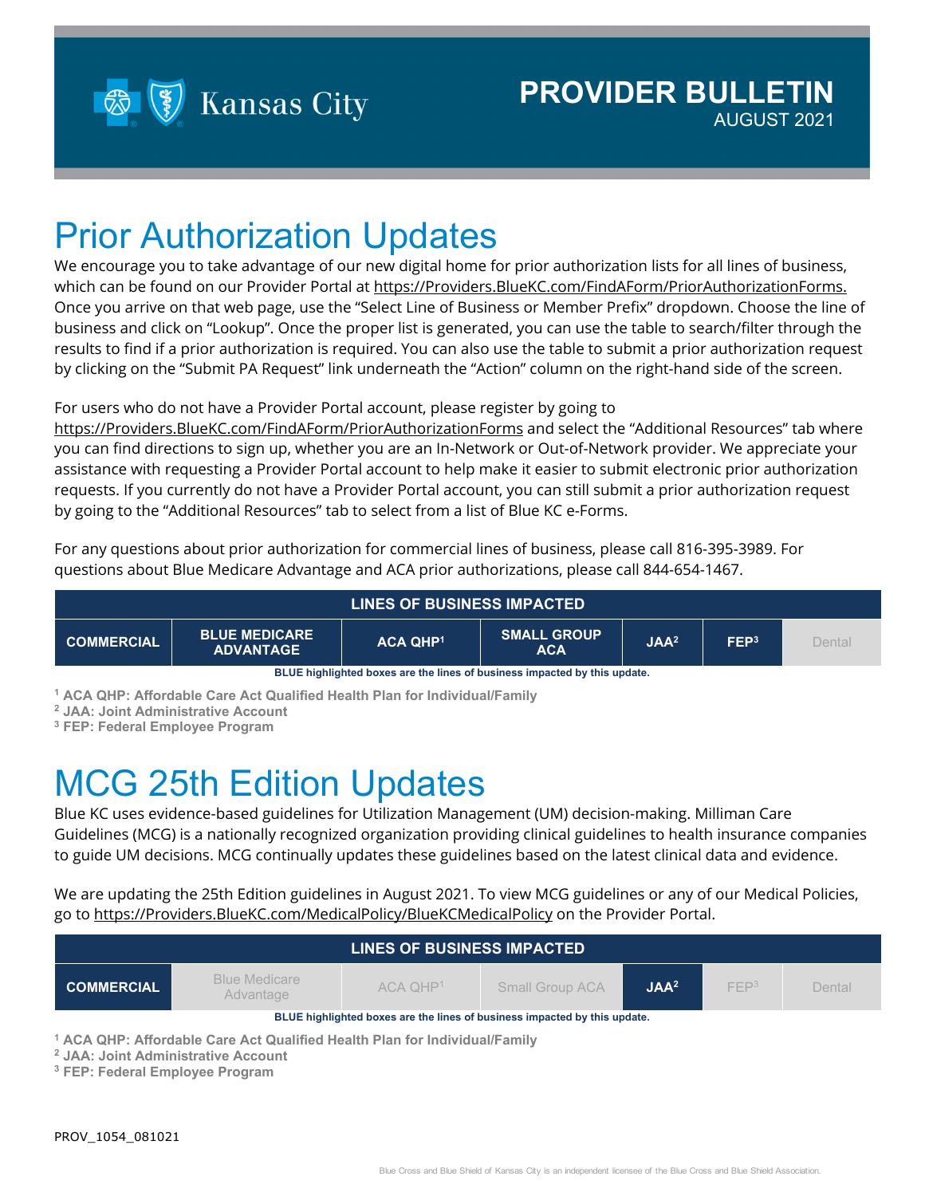# Prior Authorization Updates

We encourage you to take advantage of our new digital home for prior authorization lists for all lines of business, which can be found on our Provider Portal at https://Providers.BlueKC.com/FindAForm/PriorAuthorizationForms. Once you arrive on that web page, use the "Select Line of Business or Member Prefix" dropdown. Choose the line of business and click on "Lookup". Once the proper list is generated, you can use the table to search/filter through the results to find if a prior authorization is required. You can also use the table to submit a prior authorization request by clicking on the "Submit PA Request" link underneath the "Action" column on the right-hand side of the screen.

For users who do not have a Provider Portal account, please register by going to https://Providers.BlueKC.com/FindAForm/PriorAuthorizationForms and select the "Additional Resources" tab where you can find directions to sign up, whether you are an In-Network or Out-of-Network provider. We appreciate your assistance with requesting a Provider Portal account to help make it easier to submit electronic prior authorization requests. If you currently do not have a Provider Portal account, you can still submit a prior authorization request by going to the "Additional Resources" tab to select from a list of Blue KC e-Forms.

For any questions about prior authorization for commercial lines of business, please call 816-395-3989. For questions about Blue Medicare Advantage and ACA prior authorizations, please call 844-654-1467.

| LINES OF BUSINESS IMPACTED | | | | | | |
|---|---|---|---|---|---|---|
| **COMMERCIAL** | **BLUE MEDICARE ADVANTAGE** | **ACA QHP[1]** | **SMALL GROUP ACA** | **JAA[2]** | **FEP[3]** | Dental |

**BLUE highlighted boxes are the lines of business impacted by this update.**

[1] **ACA QHP: Affordable Care Act Qualified Health Plan for Individual/Family**
[2] **JAA: Joint Administrative Account**
[3] **FEP: Federal Employee Program**

# MCG 25th Edition Updates

Blue KC uses evidence-based guidelines for Utilization Management (UM) decision-making. Milliman Care Guidelines (MCG) is a nationally recognized organization providing clinical guidelines to health insurance companies to guide UM decisions. MCG continually updates these guidelines based on the latest clinical data and evidence.

We are updating the 25th Edition guidelines in August 2021. To view MCG guidelines or any of our Medical Policies, go to https://Providers.BlueKC.com/MedicalPolicy/BlueKCMedicalPolicy on the Provider Portal.

| LINES OF BUSINESS IMPACTED | | | | | | |
|---|---|---|---|---|---|---|
| **COMMERCIAL** | Blue Medicare Advantage | ACA QHP[1] | Small Group ACA | **JAA[2]** | FEP[3] | Dental |

**BLUE highlighted boxes are the lines of business impacted by this update.**

[1] **ACA QHP: Affordable Care Act Qualified Health Plan for Individual/Family**
[2] **JAA: Joint Administrative Account**
[3] **FEP: Federal Employee Program**

PROV_1054_081021